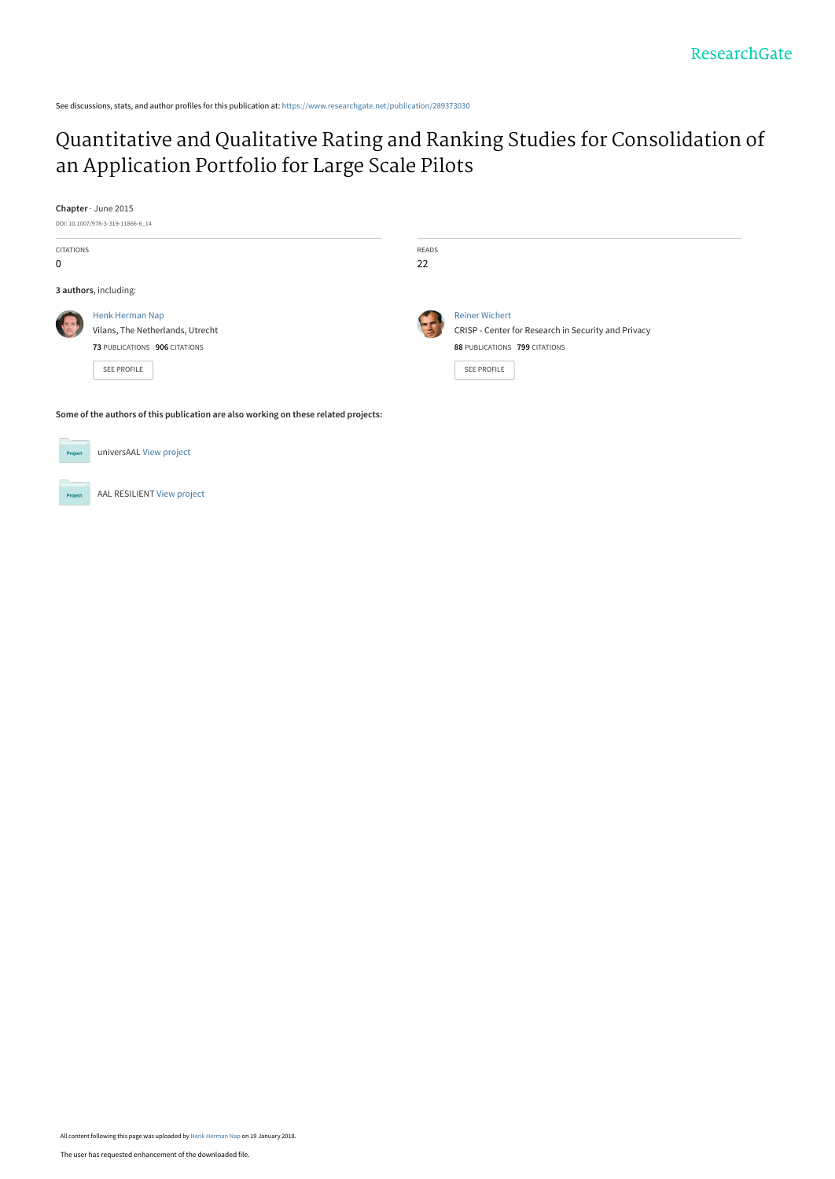See discussions, stats, and author profiles for this publication at: https://www.researchgate.net/publication/289373030

# Quantitative and Qualitative Rating and Ranking Studies for Consolidation of an Application Portfolio for Large Scale Pilots

**Chapter** · June 2015

DOI: 10.1007/978-3-319-11866-6_14

| CITATIONS | READS |
| --- | --- |
| 0 | 22 |

**3 authors**, including:

Henk Herman Nap
Vilans, The Netherlands, Utrecht
**73** PUBLICATIONS **906** CITATIONS
SEE PROFILE

Reiner Wichert
CRISP - Center for Research in Security and Privacy
**88** PUBLICATIONS **799** CITATIONS
SEE PROFILE

**Some of the authors of this publication are also working on these related projects:**

universAAL View project

AAL RESILIENT View project

All content following this page was uploaded by Henk Herman Nap on 19 January 2018.

The user has requested enhancement of the downloaded file.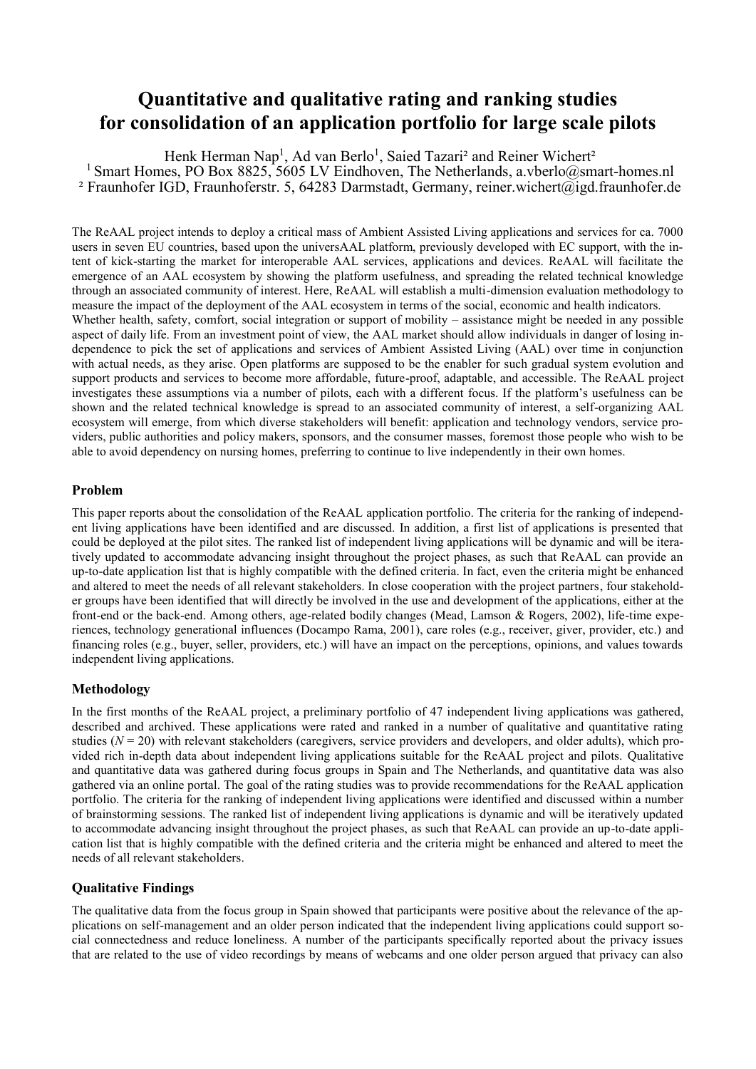# Quantitative and qualitative rating and ranking studies for consolidation of an application portfolio for large scale pilots

Henk Herman Nap[1], Ad van Berlo[1], Saied Tazari[2] and Reiner Wichert[2]

[1] Smart Homes, PO Box 8825, 5605 LV Eindhoven, The Netherlands, a.vberlo@smart-homes.nl

[2] Fraunhofer IGD, Fraunhoferstr. 5, 64283 Darmstadt, Germany, reiner.wichert@igd.fraunhofer.de

The ReAAL project intends to deploy a critical mass of Ambient Assisted Living applications and services for ca. 7000 users in seven EU countries, based upon the universAAL platform, previously developed with EC support, with the intent of kick-starting the market for interoperable AAL services, applications and devices. ReAAL will facilitate the emergence of an AAL ecosystem by showing the platform usefulness, and spreading the related technical knowledge through an associated community of interest. Here, ReAAL will establish a multi-dimension evaluation methodology to measure the impact of the deployment of the AAL ecosystem in terms of the social, economic and health indicators.

Whether health, safety, comfort, social integration or support of mobility – assistance might be needed in any possible aspect of daily life. From an investment point of view, the AAL market should allow individuals in danger of losing independence to pick the set of applications and services of Ambient Assisted Living (AAL) over time in conjunction with actual needs, as they arise. Open platforms are supposed to be the enabler for such gradual system evolution and support products and services to become more affordable, future-proof, adaptable, and accessible. The ReAAL project investigates these assumptions via a number of pilots, each with a different focus. If the platform's usefulness can be shown and the related technical knowledge is spread to an associated community of interest, a self-organizing AAL ecosystem will emerge, from which diverse stakeholders will benefit: application and technology vendors, service providers, public authorities and policy makers, sponsors, and the consumer masses, foremost those people who wish to be able to avoid dependency on nursing homes, preferring to continue to live independently in their own homes.

## Problem

This paper reports about the consolidation of the ReAAL application portfolio. The criteria for the ranking of independent living applications have been identified and are discussed. In addition, a first list of applications is presented that could be deployed at the pilot sites. The ranked list of independent living applications will be dynamic and will be iteratively updated to accommodate advancing insight throughout the project phases, as such that ReAAL can provide an up-to-date application list that is highly compatible with the defined criteria. In fact, even the criteria might be enhanced and altered to meet the needs of all relevant stakeholders. In close cooperation with the project partners, four stakeholder groups have been identified that will directly be involved in the use and development of the applications, either at the front-end or the back-end. Among others, age-related bodily changes (Mead, Lamson & Rogers, 2002), life-time experiences, technology generational influences (Docampo Rama, 2001), care roles (e.g., receiver, giver, provider, etc.) and financing roles (e.g., buyer, seller, providers, etc.) will have an impact on the perceptions, opinions, and values towards independent living applications.

## Methodology

In the first months of the ReAAL project, a preliminary portfolio of 47 independent living applications was gathered, described and archived. These applications were rated and ranked in a number of qualitative and quantitative rating studies ($N = 20$) with relevant stakeholders (caregivers, service providers and developers, and older adults), which provided rich in-depth data about independent living applications suitable for the ReAAL project and pilots. Qualitative and quantitative data was gathered during focus groups in Spain and The Netherlands, and quantitative data was also gathered via an online portal. The goal of the rating studies was to provide recommendations for the ReAAL application portfolio. The criteria for the ranking of independent living applications were identified and discussed within a number of brainstorming sessions. The ranked list of independent living applications is dynamic and will be iteratively updated to accommodate advancing insight throughout the project phases, as such that ReAAL can provide an up-to-date application list that is highly compatible with the defined criteria and the criteria might be enhanced and altered to meet the needs of all relevant stakeholders.

## Qualitative Findings

The qualitative data from the focus group in Spain showed that participants were positive about the relevance of the applications on self-management and an older person indicated that the independent living applications could support social connectedness and reduce loneliness. A number of the participants specifically reported about the privacy issues that are related to the use of video recordings by means of webcams and one older person argued that privacy can also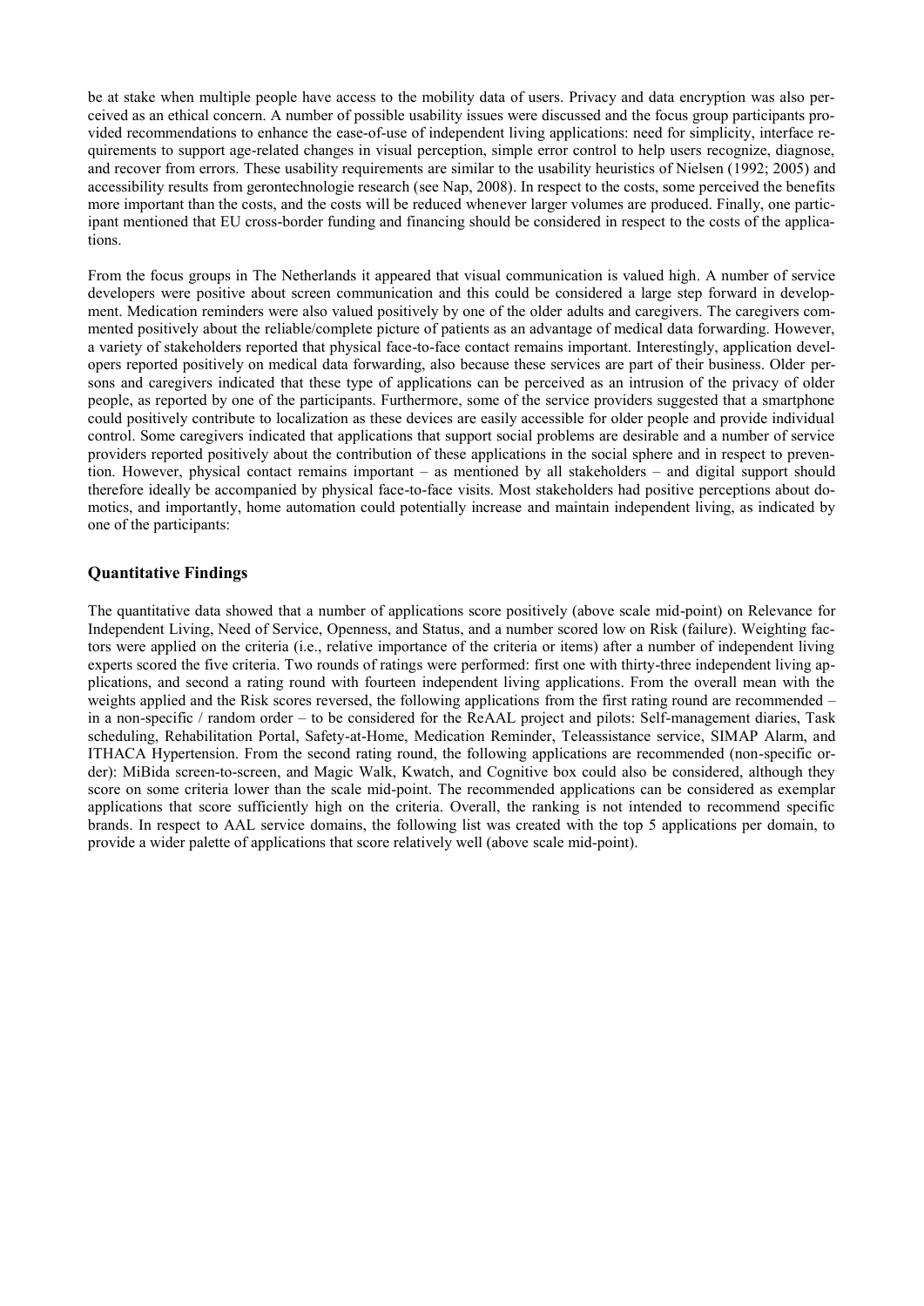be at stake when multiple people have access to the mobility data of users. Privacy and data encryption was also perceived as an ethical concern. A number of possible usability issues were discussed and the focus group participants provided recommendations to enhance the ease-of-use of independent living applications: need for simplicity, interface requirements to support age-related changes in visual perception, simple error control to help users recognize, diagnose, and recover from errors. These usability requirements are similar to the usability heuristics of Nielsen (1992; 2005) and accessibility results from gerontechnologie research (see Nap, 2008). In respect to the costs, some perceived the benefits more important than the costs, and the costs will be reduced whenever larger volumes are produced. Finally, one participant mentioned that EU cross-border funding and financing should be considered in respect to the costs of the applications.

From the focus groups in The Netherlands it appeared that visual communication is valued high. A number of service developers were positive about screen communication and this could be considered a large step forward in development. Medication reminders were also valued positively by one of the older adults and caregivers. The caregivers commented positively about the reliable/complete picture of patients as an advantage of medical data forwarding. However, a variety of stakeholders reported that physical face-to-face contact remains important. Interestingly, application developers reported positively on medical data forwarding, also because these services are part of their business. Older persons and caregivers indicated that these type of applications can be perceived as an intrusion of the privacy of older people, as reported by one of the participants. Furthermore, some of the service providers suggested that a smartphone could positively contribute to localization as these devices are easily accessible for older people and provide individual control. Some caregivers indicated that applications that support social problems are desirable and a number of service providers reported positively about the contribution of these applications in the social sphere and in respect to prevention. However, physical contact remains important – as mentioned by all stakeholders – and digital support should therefore ideally be accompanied by physical face-to-face visits. Most stakeholders had positive perceptions about domotics, and importantly, home automation could potentially increase and maintain independent living, as indicated by one of the participants:

## Quantitative Findings

The quantitative data showed that a number of applications score positively (above scale mid-point) on Relevance for Independent Living, Need of Service, Openness, and Status, and a number scored low on Risk (failure). Weighting factors were applied on the criteria (i.e., relative importance of the criteria or items) after a number of independent living experts scored the five criteria. Two rounds of ratings were performed: first one with thirty-three independent living applications, and second a rating round with fourteen independent living applications. From the overall mean with the weights applied and the Risk scores reversed, the following applications from the first rating round are recommended – in a non-specific / random order – to be considered for the ReAAL project and pilots: Self-management diaries, Task scheduling, Rehabilitation Portal, Safety-at-Home, Medication Reminder, Teleassistance service, SIMAP Alarm, and ITHACA Hypertension. From the second rating round, the following applications are recommended (non-specific order): MiBida screen-to-screen, and Magic Walk, Kwatch, and Cognitive box could also be considered, although they score on some criteria lower than the scale mid-point. The recommended applications can be considered as exemplar applications that score sufficiently high on the criteria. Overall, the ranking is not intended to recommend specific brands. In respect to AAL service domains, the following list was created with the top 5 applications per domain, to provide a wider palette of applications that score relatively well (above scale mid-point).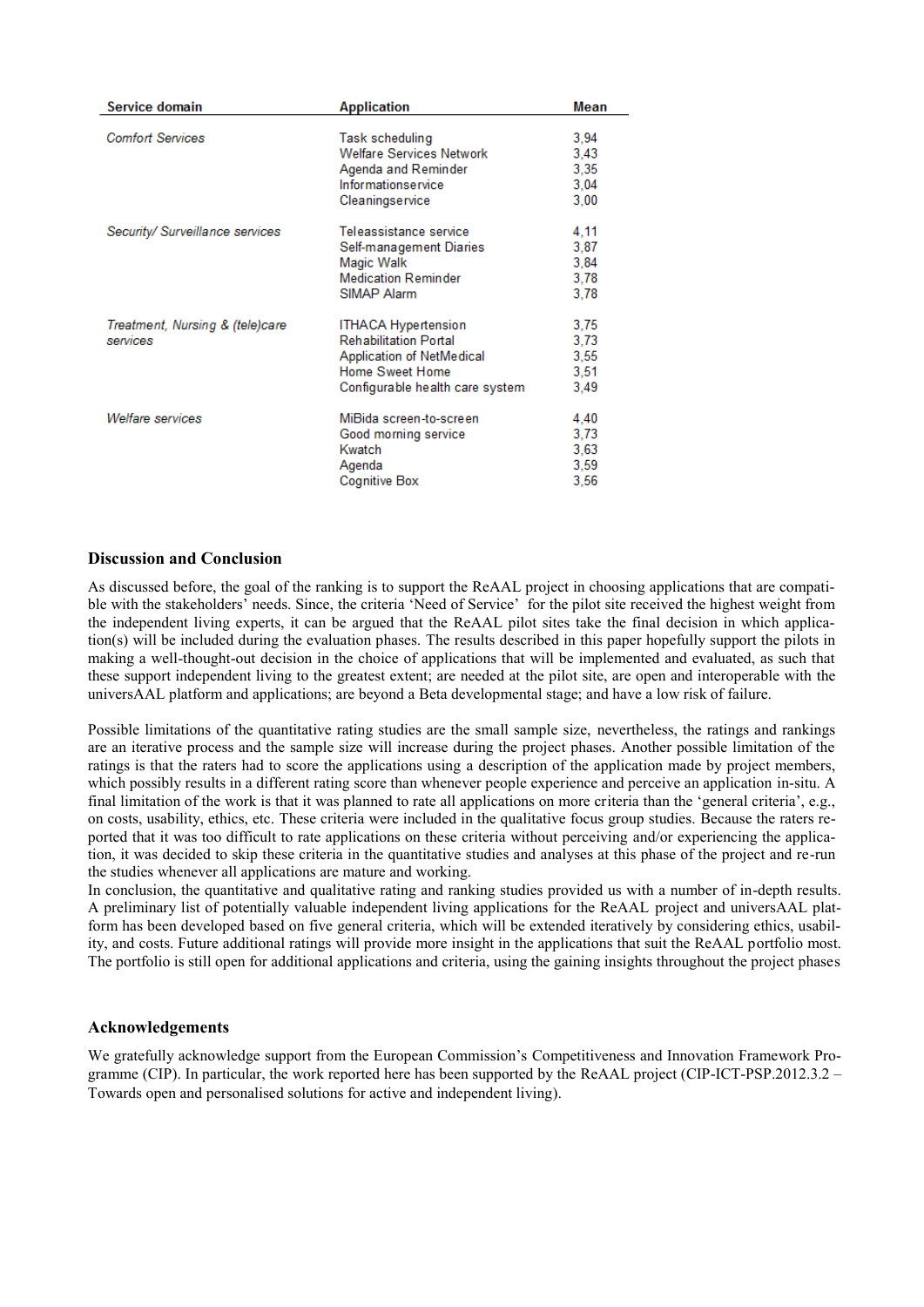| Service domain | Application | Mean |
|---|---|---|
| *Comfort Services* | Task scheduling | 3,94 |
| | Welfare Services Network | 3,43 |
| | Agenda and Reminder | 3,35 |
| | Informationservice | 3,04 |
| | Cleaningservice | 3,00 |
| *Security/ Surveillance services* | Teleassistance service | 4,11 |
| | Self-management Diaries | 3,87 |
| | Magic Walk | 3,84 |
| | Medication Reminder | 3,78 |
| | SIMAP Alarm | 3,78 |
| *Treatment, Nursing & (tele)care services* | ITHACA Hypertension | 3,75 |
| | Rehabilitation Portal | 3,73 |
| | Application of NetMedical | 3,55 |
| | Home Sweet Home | 3,51 |
| | Configurable health care system | 3,49 |
| *Welfare services* | MiBida screen-to-screen | 4,40 |
| | Good morning service | 3,73 |
| | Kwatch | 3,63 |
| | Agenda | 3,59 |
| | Cognitive Box | 3,56 |

## Discussion and Conclusion

As discussed before, the goal of the ranking is to support the ReAAL project in choosing applications that are compatible with the stakeholders' needs. Since, the criteria 'Need of Service' for the pilot site received the highest weight from the independent living experts, it can be argued that the ReAAL pilot sites take the final decision in which application(s) will be included during the evaluation phases. The results described in this paper hopefully support the pilots in making a well-thought-out decision in the choice of applications that will be implemented and evaluated, as such that these support independent living to the greatest extent; are needed at the pilot site, are open and interoperable with the universAAL platform and applications; are beyond a Beta developmental stage; and have a low risk of failure.

Possible limitations of the quantitative rating studies are the small sample size, nevertheless, the ratings and rankings are an iterative process and the sample size will increase during the project phases. Another possible limitation of the ratings is that the raters had to score the applications using a description of the application made by project members, which possibly results in a different rating score than whenever people experience and perceive an application in-situ. A final limitation of the work is that it was planned to rate all applications on more criteria than the 'general criteria', e.g., on costs, usability, ethics, etc. These criteria were included in the qualitative focus group studies. Because the raters reported that it was too difficult to rate applications on these criteria without perceiving and/or experiencing the application, it was decided to skip these criteria in the quantitative studies and analyses at this phase of the project and re-run the studies whenever all applications are mature and working.

In conclusion, the quantitative and qualitative rating and ranking studies provided us with a number of in-depth results. A preliminary list of potentially valuable independent living applications for the ReAAL project and universAAL platform has been developed based on five general criteria, which will be extended iteratively by considering ethics, usability, and costs. Future additional ratings will provide more insight in the applications that suit the ReAAL portfolio most. The portfolio is still open for additional applications and criteria, using the gaining insights throughout the project phases

## Acknowledgements

We gratefully acknowledge support from the European Commission's Competitiveness and Innovation Framework Programme (CIP). In particular, the work reported here has been supported by the ReAAL project (CIP-ICT-PSP.2012.3.2 – Towards open and personalised solutions for active and independent living).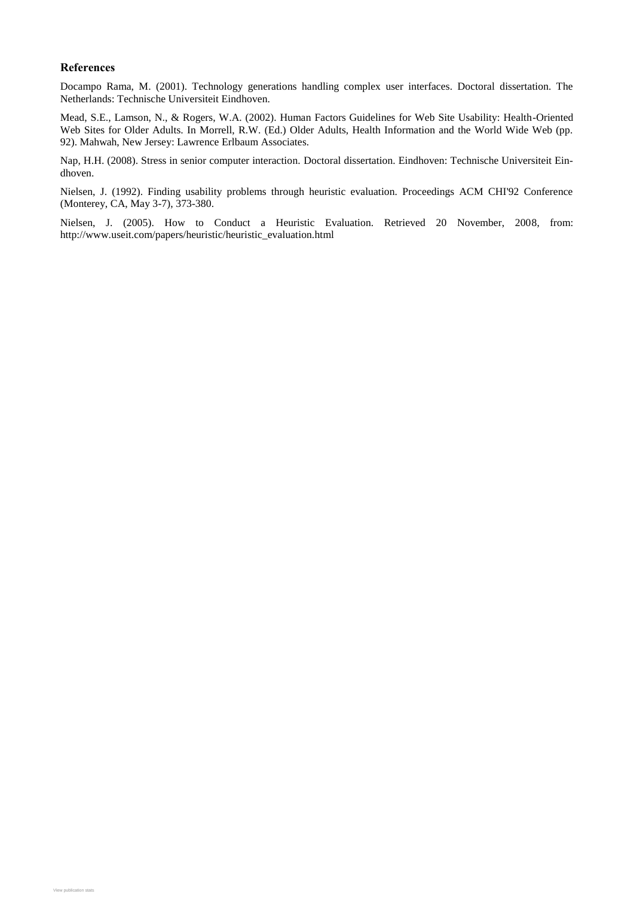### References

Docampo Rama, M. (2001). Technology generations handling complex user interfaces. Doctoral dissertation. The Netherlands: Technische Universiteit Eindhoven.

Mead, S.E., Lamson, N., & Rogers, W.A. (2002). Human Factors Guidelines for Web Site Usability: Health-Oriented Web Sites for Older Adults. In Morrell, R.W. (Ed.) Older Adults, Health Information and the World Wide Web (pp. 92). Mahwah, New Jersey: Lawrence Erlbaum Associates.

Nap, H.H. (2008). Stress in senior computer interaction. Doctoral dissertation. Eindhoven: Technische Universiteit Eindhoven.

Nielsen, J. (1992). Finding usability problems through heuristic evaluation. Proceedings ACM CHI'92 Conference (Monterey, CA, May 3-7), 373-380.

Nielsen, J. (2005). How to Conduct a Heuristic Evaluation. Retrieved 20 November, 2008, from: http://www.useit.com/papers/heuristic/heuristic_evaluation.html